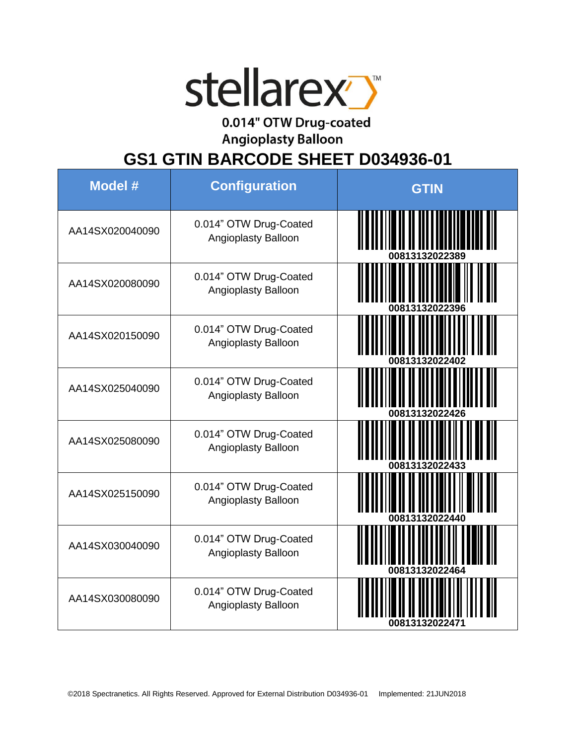# stellarex™

## 0.014" OTW Drug-coated Angioplasty Balloon

## GS1 GTIN BARCODE SHEET D034936-01

| Model # | Configuration | GTIN |
|---|---|---|
| AA14SX020040090 | 0.014" OTW Drug-Coated Angioplasty Balloon | 00813132022389 |
| AA14SX020080090 | 0.014" OTW Drug-Coated Angioplasty Balloon | 00813132022396 |
| AA14SX020150090 | 0.014" OTW Drug-Coated Angioplasty Balloon | 00813132022402 |
| AA14SX025040090 | 0.014" OTW Drug-Coated Angioplasty Balloon | 00813132022426 |
| AA14SX025080090 | 0.014" OTW Drug-Coated Angioplasty Balloon | 00813132022433 |
| AA14SX025150090 | 0.014" OTW Drug-Coated Angioplasty Balloon | 00813132022440 |
| AA14SX030040090 | 0.014" OTW Drug-Coated Angioplasty Balloon | 00813132022464 |
| AA14SX030080090 | 0.014" OTW Drug-Coated Angioplasty Balloon | 00813132022471 |

©2018 Spectranetics. All Rights Reserved. Approved for External Distribution D034936-01 Implemented: 21JUN2018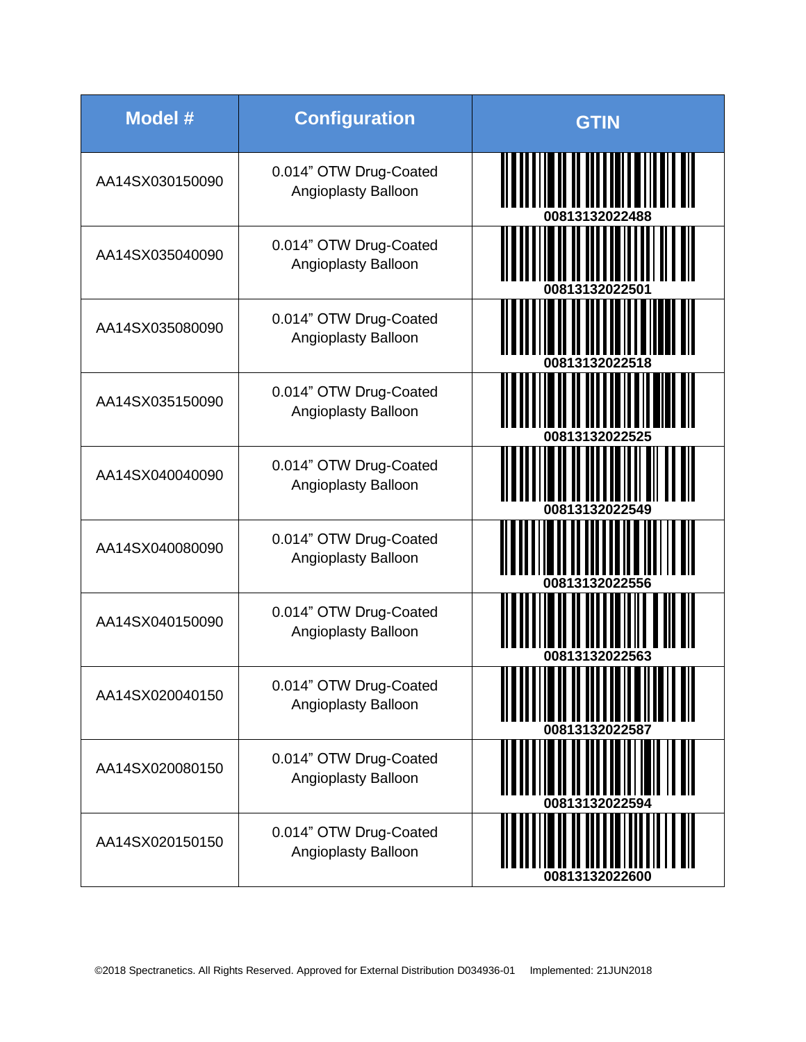| Model # | Configuration | GTIN |
|---|---|---|
| AA14SX030150090 | 0.014" OTW Drug-Coated Angioplasty Balloon | 00813132022488 |
| AA14SX035040090 | 0.014" OTW Drug-Coated Angioplasty Balloon | 00813132022501 |
| AA14SX035080090 | 0.014" OTW Drug-Coated Angioplasty Balloon | 00813132022518 |
| AA14SX035150090 | 0.014" OTW Drug-Coated Angioplasty Balloon | 00813132022525 |
| AA14SX040040090 | 0.014" OTW Drug-Coated Angioplasty Balloon | 00813132022549 |
| AA14SX040080090 | 0.014" OTW Drug-Coated Angioplasty Balloon | 00813132022556 |
| AA14SX040150090 | 0.014" OTW Drug-Coated Angioplasty Balloon | 00813132022563 |
| AA14SX020040150 | 0.014" OTW Drug-Coated Angioplasty Balloon | 00813132022587 |
| AA14SX020080150 | 0.014" OTW Drug-Coated Angioplasty Balloon | 00813132022594 |
| AA14SX020150150 | 0.014" OTW Drug-Coated Angioplasty Balloon | 00813132022600 |

©2018 Spectranetics. All Rights Reserved. Approved for External Distribution D034936-01 Implemented: 21JUN2018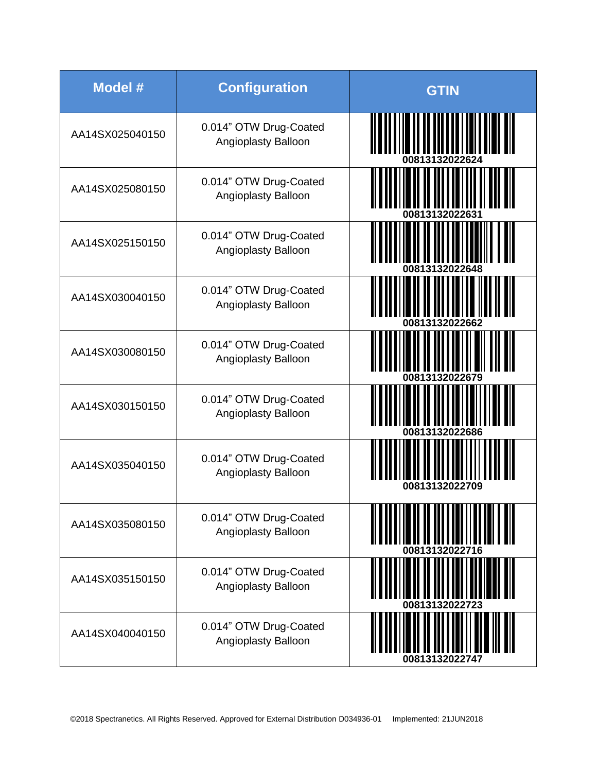| Model # | Configuration | GTIN |
|---|---|---|
| AA14SX025040150 | 0.014” OTW Drug-Coated Angioplasty Balloon | 00813132022624 |
| AA14SX025080150 | 0.014” OTW Drug-Coated Angioplasty Balloon | 00813132022631 |
| AA14SX025150150 | 0.014” OTW Drug-Coated Angioplasty Balloon | 00813132022648 |
| AA14SX030040150 | 0.014” OTW Drug-Coated Angioplasty Balloon | 00813132022662 |
| AA14SX030080150 | 0.014” OTW Drug-Coated Angioplasty Balloon | 00813132022679 |
| AA14SX030150150 | 0.014” OTW Drug-Coated Angioplasty Balloon | 00813132022686 |
| AA14SX035040150 | 0.014” OTW Drug-Coated Angioplasty Balloon | 00813132022709 |
| AA14SX035080150 | 0.014” OTW Drug-Coated Angioplasty Balloon | 00813132022716 |
| AA14SX035150150 | 0.014” OTW Drug-Coated Angioplasty Balloon | 00813132022723 |
| AA14SX040040150 | 0.014” OTW Drug-Coated Angioplasty Balloon | 00813132022747 |

©2018 Spectranetics. All Rights Reserved. Approved for External Distribution D034936-01 Implemented: 21JUN2018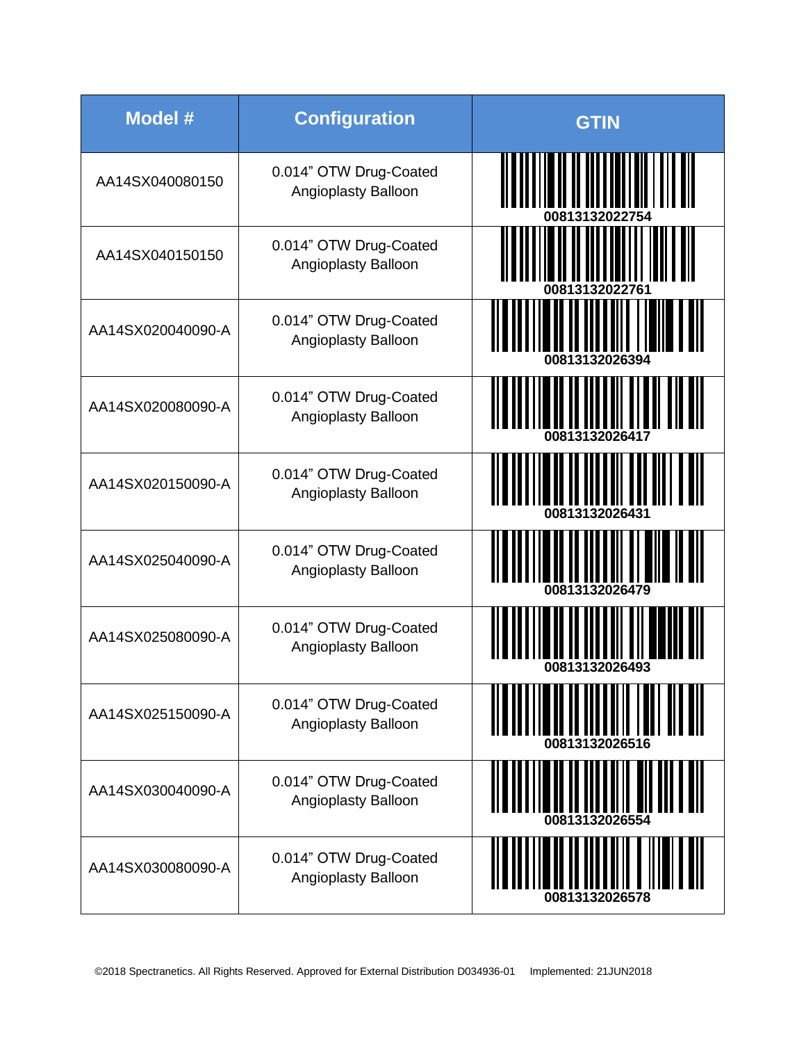| Model # | Configuration | GTIN |
|---|---|---|
| AA14SX040080150 | 0.014" OTW Drug-Coated Angioplasty Balloon | 00813132022754 |
| AA14SX040150150 | 0.014" OTW Drug-Coated Angioplasty Balloon | 00813132022761 |
| AA14SX020040090-A | 0.014" OTW Drug-Coated Angioplasty Balloon | 00813132026394 |
| AA14SX020080090-A | 0.014" OTW Drug-Coated Angioplasty Balloon | 00813132026417 |
| AA14SX020150090-A | 0.014" OTW Drug-Coated Angioplasty Balloon | 00813132026431 |
| AA14SX025040090-A | 0.014" OTW Drug-Coated Angioplasty Balloon | 00813132026479 |
| AA14SX025080090-A | 0.014" OTW Drug-Coated Angioplasty Balloon | 00813132026493 |
| AA14SX025150090-A | 0.014" OTW Drug-Coated Angioplasty Balloon | 00813132026516 |
| AA14SX030040090-A | 0.014" OTW Drug-Coated Angioplasty Balloon | 00813132026554 |
| AA14SX030080090-A | 0.014" OTW Drug-Coated Angioplasty Balloon | 00813132026578 |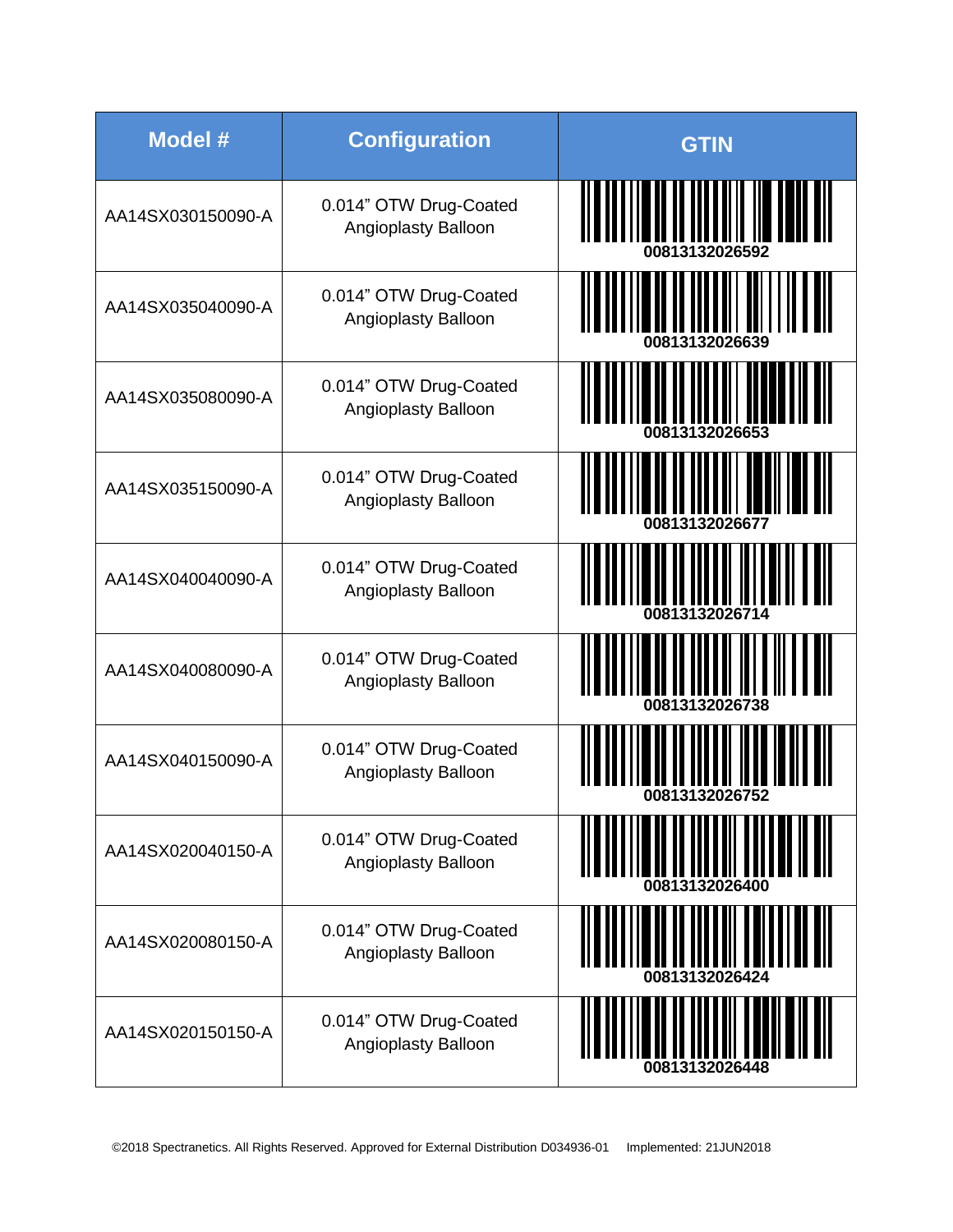| Model # | Configuration | GTIN |
| --- | --- | --- |
| AA14SX030150090-A | 0.014" OTW Drug-Coated Angioplasty Balloon | 00813132026592 |
| AA14SX035040090-A | 0.014" OTW Drug-Coated Angioplasty Balloon | 00813132026639 |
| AA14SX035080090-A | 0.014" OTW Drug-Coated Angioplasty Balloon | 00813132026653 |
| AA14SX035150090-A | 0.014" OTW Drug-Coated Angioplasty Balloon | 00813132026677 |
| AA14SX040040090-A | 0.014" OTW Drug-Coated Angioplasty Balloon | 00813132026714 |
| AA14SX040080090-A | 0.014" OTW Drug-Coated Angioplasty Balloon | 00813132026738 |
| AA14SX040150090-A | 0.014" OTW Drug-Coated Angioplasty Balloon | 00813132026752 |
| AA14SX020040150-A | 0.014" OTW Drug-Coated Angioplasty Balloon | 00813132026400 |
| AA14SX020080150-A | 0.014" OTW Drug-Coated Angioplasty Balloon | 00813132026424 |
| AA14SX020150150-A | 0.014" OTW Drug-Coated Angioplasty Balloon | 00813132026448 |

©2018 Spectranetics. All Rights Reserved. Approved for External Distribution D034936-01 Implemented: 21JUN2018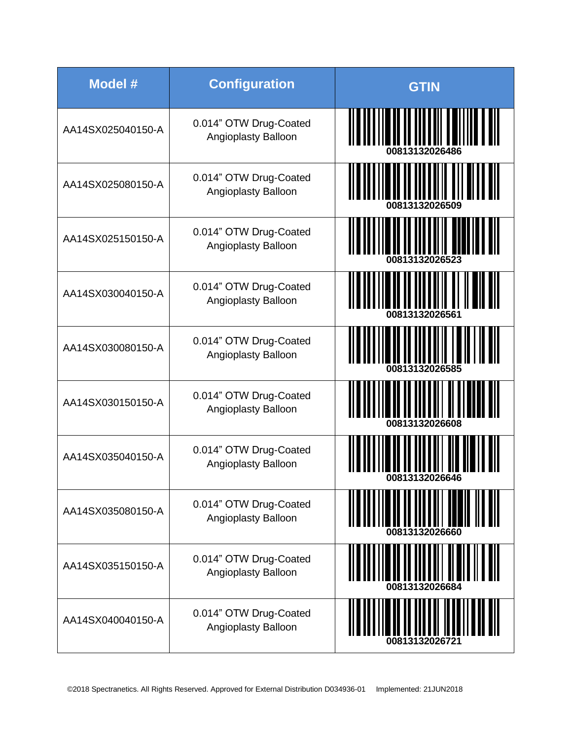| Model # | Configuration | GTIN |
|---|---|---|
| AA14SX025040150-A | 0.014" OTW Drug-Coated Angioplasty Balloon | 00813132026486 |
| AA14SX025080150-A | 0.014" OTW Drug-Coated Angioplasty Balloon | 00813132026509 |
| AA14SX025150150-A | 0.014" OTW Drug-Coated Angioplasty Balloon | 00813132026523 |
| AA14SX030040150-A | 0.014" OTW Drug-Coated Angioplasty Balloon | 00813132026561 |
| AA14SX030080150-A | 0.014" OTW Drug-Coated Angioplasty Balloon | 00813132026585 |
| AA14SX030150150-A | 0.014" OTW Drug-Coated Angioplasty Balloon | 00813132026608 |
| AA14SX035040150-A | 0.014" OTW Drug-Coated Angioplasty Balloon | 00813132026646 |
| AA14SX035080150-A | 0.014" OTW Drug-Coated Angioplasty Balloon | 00813132026660 |
| AA14SX035150150-A | 0.014" OTW Drug-Coated Angioplasty Balloon | 00813132026684 |
| AA14SX040040150-A | 0.014" OTW Drug-Coated Angioplasty Balloon | 00813132026721 |

©2018 Spectranetics. All Rights Reserved. Approved for External Distribution D034936-01 Implemented: 21JUN2018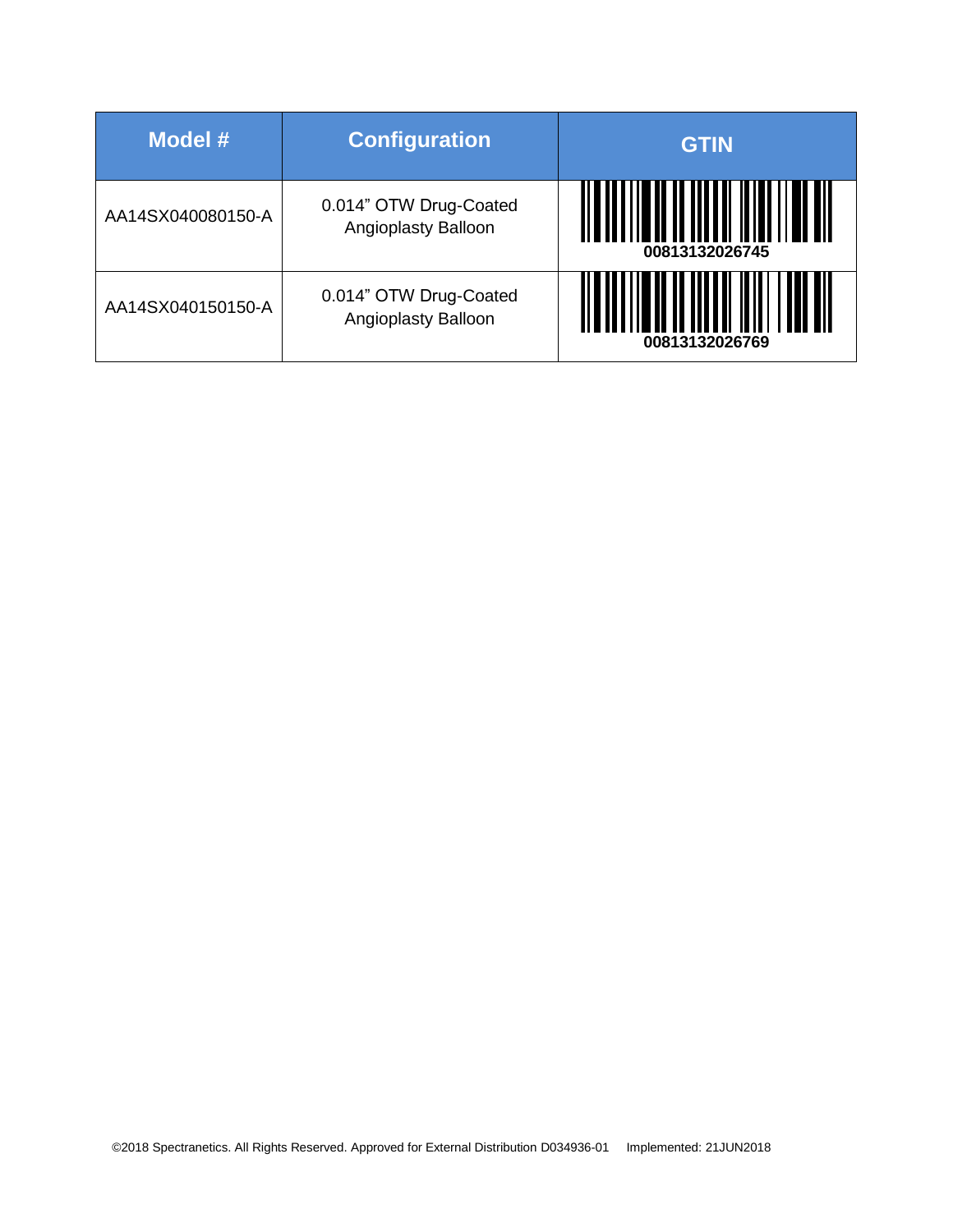| Model # | Configuration | GTIN |
|---|---|---|
| AA14SX040080150-A | 0.014” OTW Drug-Coated Angioplasty Balloon | 00813132026745 |
| AA14SX040150150-A | 0.014” OTW Drug-Coated Angioplasty Balloon | 00813132026769 |

©2018 Spectranetics. All Rights Reserved. Approved for External Distribution D034936-01 Implemented: 21JUN2018